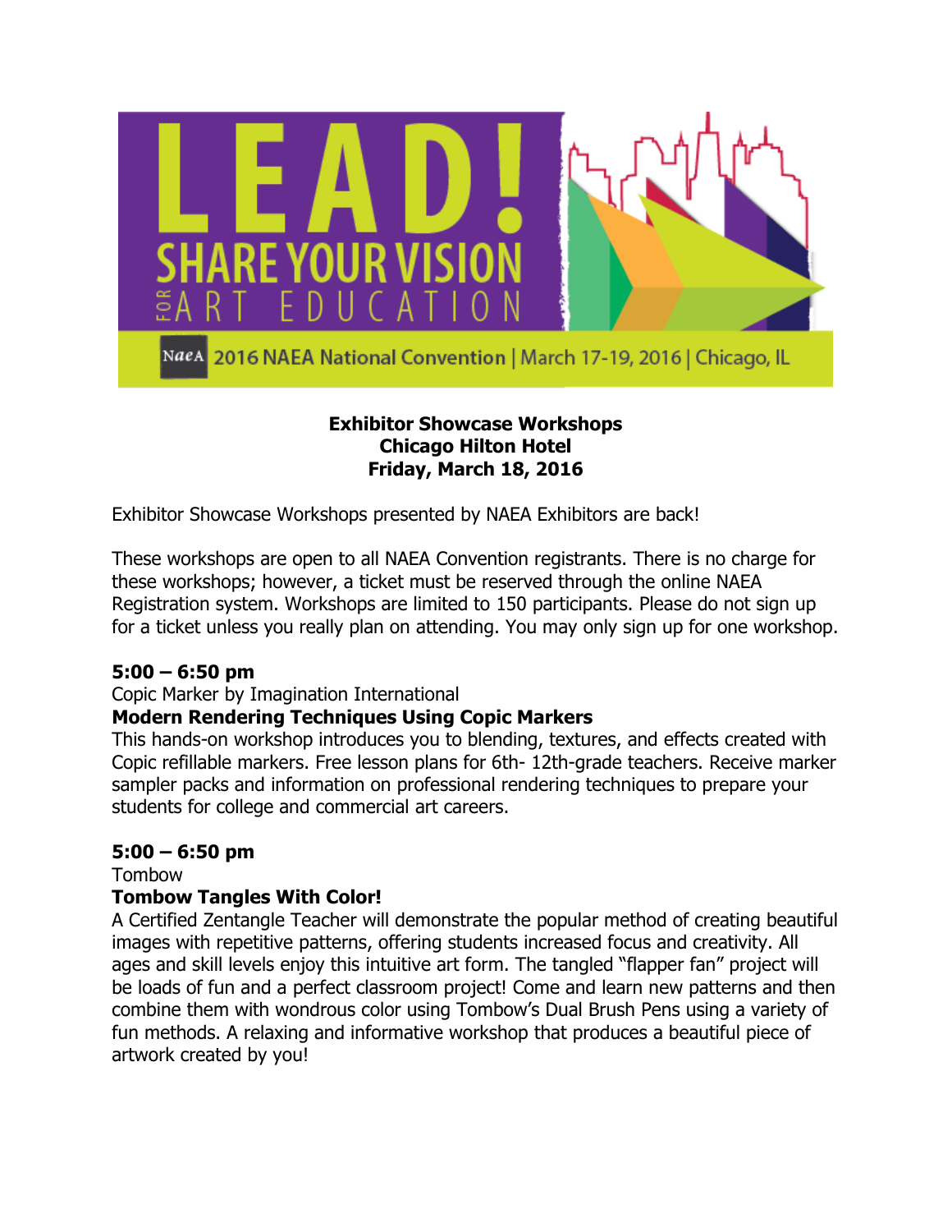# LEAD! SHARE YOUR VISION FOR ART EDUCATION

2016 NAEA National Convention | March 17-19, 2016 | Chicago, IL

**Exhibitor Showcase Workshops**
**Chicago Hilton Hotel**
**Friday, March 18, 2016**

Exhibitor Showcase Workshops presented by NAEA Exhibitors are back!

These workshops are open to all NAEA Convention registrants. There is no charge for these workshops; however, a ticket must be reserved through the online NAEA Registration system. Workshops are limited to 150 participants. Please do not sign up for a ticket unless you really plan on attending. You may only sign up for one workshop.

**5:00 – 6:50 pm**
Copic Marker by Imagination International
**Modern Rendering Techniques Using Copic Markers**
This hands-on workshop introduces you to blending, textures, and effects created with Copic refillable markers. Free lesson plans for 6th- 12th-grade teachers. Receive marker sampler packs and information on professional rendering techniques to prepare your students for college and commercial art careers.

**5:00 – 6:50 pm**
Tombow
**Tombow Tangles With Color!**
A Certified Zentangle Teacher will demonstrate the popular method of creating beautiful images with repetitive patterns, offering students increased focus and creativity. All ages and skill levels enjoy this intuitive art form. The tangled "flapper fan" project will be loads of fun and a perfect classroom project! Come and learn new patterns and then combine them with wondrous color using Tombow's Dual Brush Pens using a variety of fun methods. A relaxing and informative workshop that produces a beautiful piece of artwork created by you!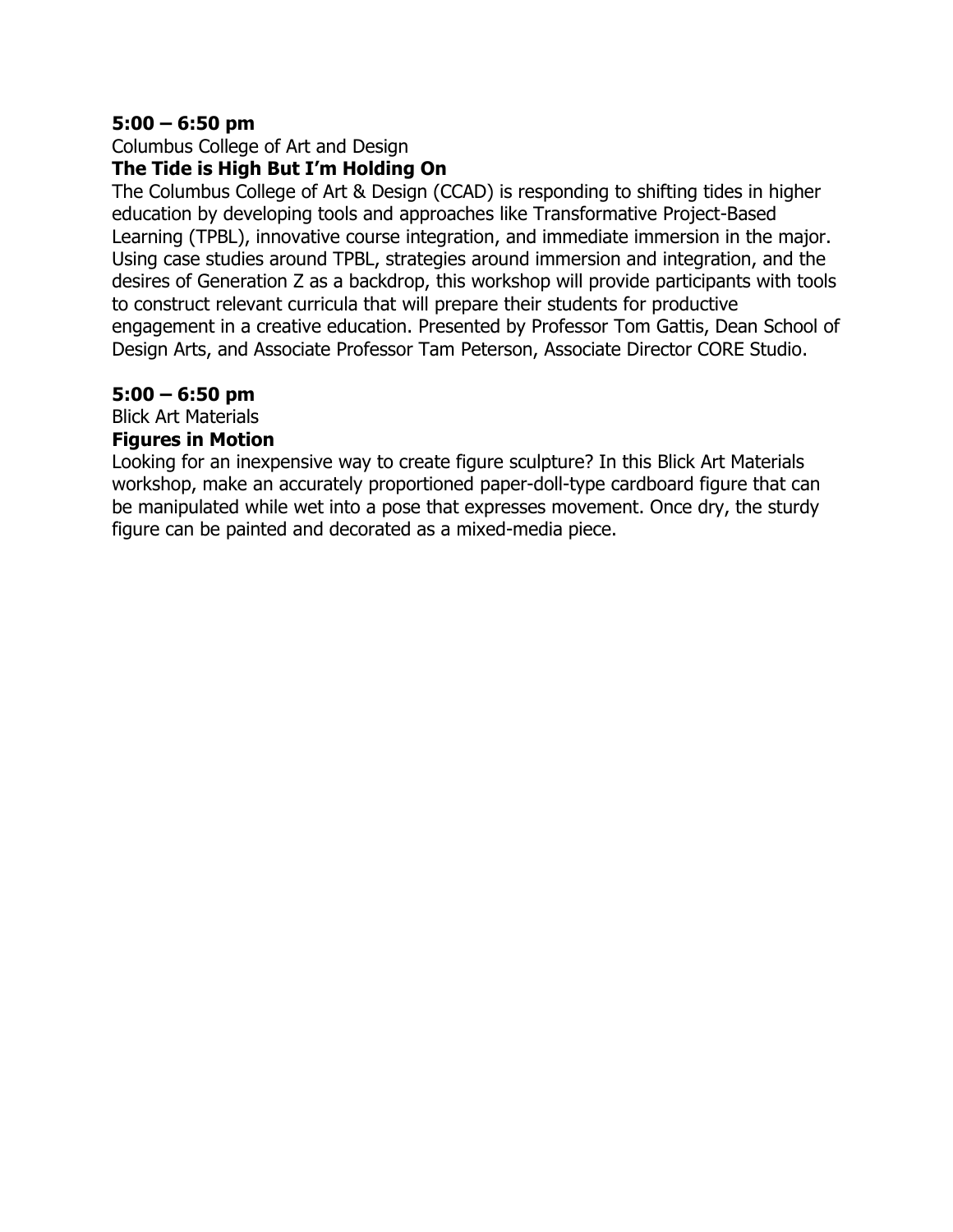**5:00 – 6:50 pm**

Columbus College of Art and Design

**The Tide is High But I'm Holding On**

The Columbus College of Art & Design (CCAD) is responding to shifting tides in higher education by developing tools and approaches like Transformative Project-Based Learning (TPBL), innovative course integration, and immediate immersion in the major. Using case studies around TPBL, strategies around immersion and integration, and the desires of Generation Z as a backdrop, this workshop will provide participants with tools to construct relevant curricula that will prepare their students for productive engagement in a creative education. Presented by Professor Tom Gattis, Dean School of Design Arts, and Associate Professor Tam Peterson, Associate Director CORE Studio.

**5:00 – 6:50 pm**

Blick Art Materials

**Figures in Motion**

Looking for an inexpensive way to create figure sculpture? In this Blick Art Materials workshop, make an accurately proportioned paper-doll-type cardboard figure that can be manipulated while wet into a pose that expresses movement. Once dry, the sturdy figure can be painted and decorated as a mixed-media piece.